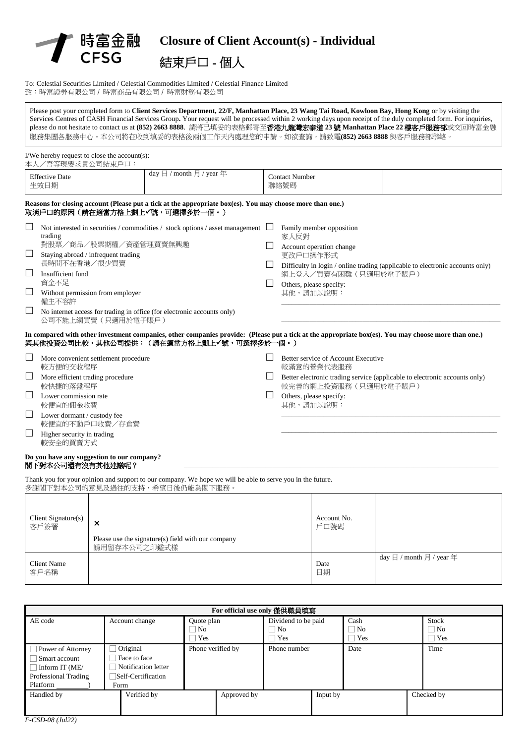# 時富金融 CFSG

# Closure of Client Account(s) - Individual

# 結束戶口 - 個人

To: Celestial Securities Limited / Celestial Commodities Limited / Celestial Finance Limited
致：時富證券有限公司 / 時富商品有限公司 / 時富財務有限公司

Please post your completed form to **Client Services Department, 22/F, Manhattan Place, 23 Wang Tai Road, Kowloon Bay, Hong Kong** or by visiting the Services Centres of CASH Financial Services Group**.** Your request will be processed within 2 working days upon receipt of the duly completed form. For inquiries, please do not hesitate to contact us at **(852) 2663 8888**. 請將已填妥的表格郵寄至**香港九龍灣宏泰道 23 號 Manhattan Place 22 樓客戶服務部**或交回時富金融服務集團各服務中心。本公司將在收到填妥的表格後兩個工作天內處理您的申請。如欲查詢，請致電**(852) 2663 8888** 與客戶服務部聯絡。

I/We hereby request to close the account(s):
本人／吾等現要求貴公司結束戶口：

| Effective Date 生效日期 | day 日 / month 月 / year 年 | Contact Number 聯絡號碼 | |
|---|---|---|---|

**Reasons for closing account (Please put a tick at the appropriate box(es). You may choose more than one.)**
**取消戶口的原因（請在適當方格上劃上✓號，可選擇多於一個。）**

- ☐ Not interested in securities / commodities / stock options / asset management trading
  對股票／商品／股票期權／資產管理買賣無興趣
- ☐ Staying abroad / infrequent trading
  長時間不在香港／很少買賣
- ☐ Insufficient fund
  資金不足
- ☐ Without permission from employer
  僱主不容許
- ☐ No internet access for trading in office (for electronic accounts only)
  公司不能上網買賣（只適用於電子賬戶）
- ☐ Family member opposition
  家人反對
- ☐ Account operation change
  更改戶口操作形式
- ☐ Difficulty in login / online trading (applicable to electronic accounts only)
  網上登入／買賣有困難（只適用於電子賬戶）
- ☐ Others, please specify:
  其他，請加以說明：\_\_\_\_\_\_\_\_\_\_\_\_\_\_\_\_\_\_\_\_\_\_\_\_\_\_\_\_\_\_

**In compared with other investment companies, other companies provide: (Please put a tick at the appropriate box(es). You may choose more than one.)**
**與其他投資公司比較，其他公司提供：（請在適當方格上劃上✓號，可選擇多於一個。）**

- ☐ More convenient settlement procedure
  較方便的交收程序
- ☐ More efficient trading procedure
  較快捷的落盤程序
- ☐ Lower commission rate
  較便宜的佣金收費
- ☐ Lower dormant / custody fee
  較便宜的不動戶口收費／存倉費
- ☐ Higher security in trading
  較安全的買賣方式
- ☐ Better service of Account Executive
  較滿意的營業代表服務
- ☐ Better electronic trading service (applicable to electronic accounts only)
  較完善的網上投資服務（只適用於電子賬戶）
- ☐ Others, please specify:
  其他，請加以說明：\_\_\_\_\_\_\_\_\_\_\_\_\_\_\_\_\_\_\_\_\_\_\_\_\_\_\_\_\_\_

**Do you have any suggestion to our company?**
**閣下對本公司還有沒有其他建議呢？** \_\_\_\_\_\_\_\_\_\_\_\_\_\_\_\_\_\_\_\_\_\_\_\_\_\_\_\_\_\_

Thank you for your opinion and support to our company. We hope we will be able to serve you in the future.
多謝閣下對本公司的意見及過往的支持，希望日後仍能為閣下服務。

| Client Signature(s) 客戶簽署 | × Please use the signature(s) field with our company 請用留存本公司之印鑑式樣 | Account No. 戶口號碼 | |
|---|---|---|---|
| Client Name 客戶名稱 | | Date 日期 | day 日 / month 月 / year 年 |

**For official use only 僅供職員填寫**

| AE code | Account change | Quote plan ☐ No ☐ Yes | Dividend to be paid ☐ No ☐ Yes | Cash ☐ No ☐ Yes | Stock ☐ No ☐ Yes |
|---|---|---|---|---|---|
| ☐ Power of Attorney ☐ Smart account ☐ Inform IT (ME/ Professional Trading Platform \_\_\_\_\_\_\_\_) | ☐ Original ☐ Face to face ☐ Notification letter ☐ Self-Certification Form | Phone verified by | Phone number | Date | Time |

| Handled by | Verified by | Approved by | Input by | Checked by |
|---|---|---|---|---|
| | | | | |

*F-CSD-08 (Jul22)*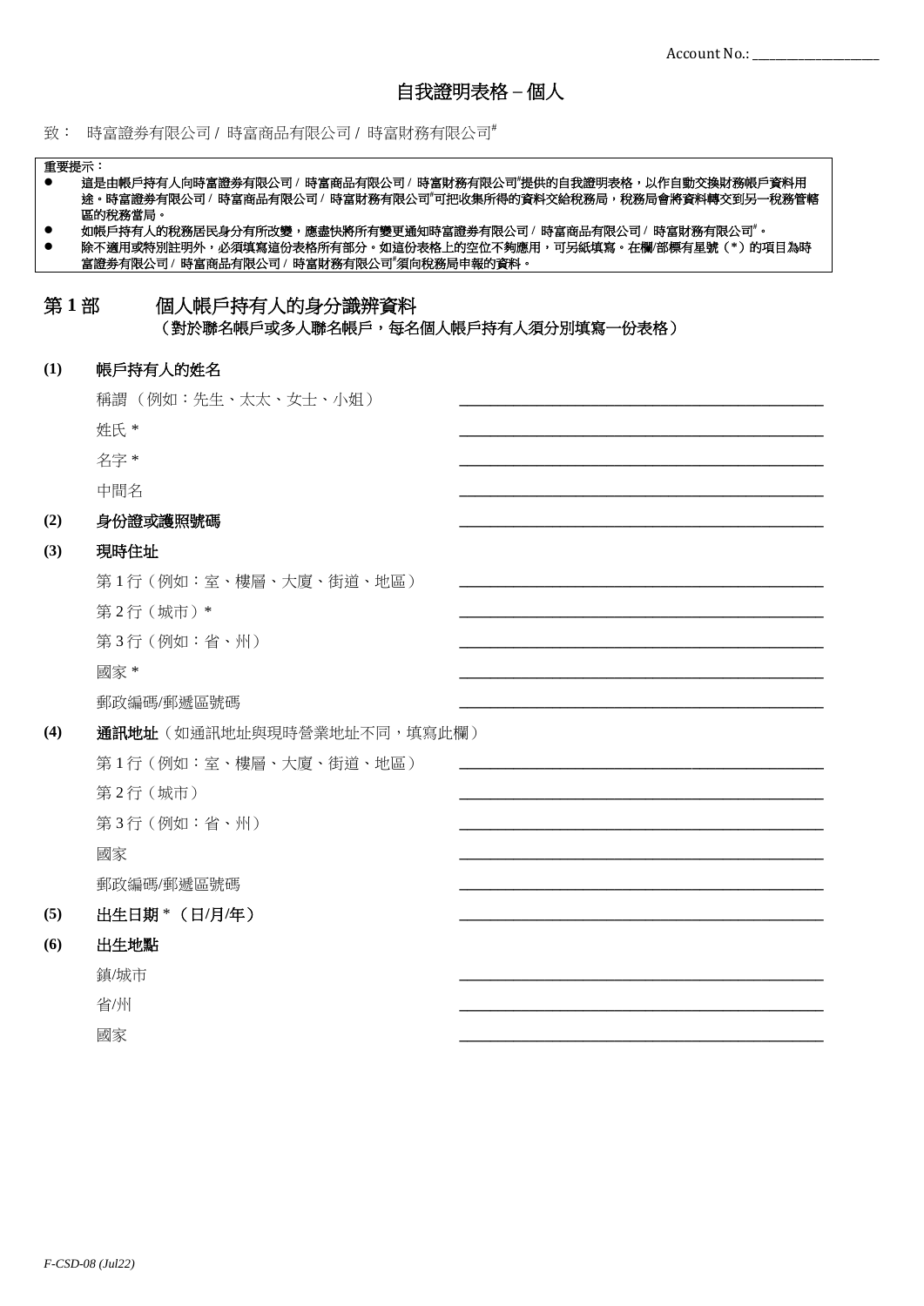Account No.: ____________________

# 自我證明表格 – 個人

致： 時富證券有限公司 / 時富商品有限公司 / 時富財務有限公司#

**重要提示：**

- 這是由帳戶持有人向時富證券有限公司 / 時富商品有限公司 / 時富財務有限公司#提供的自我證明表格，以作自動交換財務帳戶資料用途。時富證券有限公司 / 時富商品有限公司 / 時富財務有限公司#可把收集所得的資料交給稅務局，稅務局會將資料轉交到另一稅務管轄區的稅務當局。
- 如帳戶持有人的稅務居民身分有所改變，應盡快將所有變更通知時富證券有限公司 / 時富商品有限公司 / 時富財務有限公司#。
- 除不適用或特別註明外，必須填寫這份表格所有部分。如這份表格上的空位不夠應用，可另紙填寫。在欄/部標有星號（*）的項目為時富證券有限公司 / 時富商品有限公司 / 時富財務有限公司#須向稅務局申報的資料。

## 第 1 部　個人帳戶持有人的身分識辨資料

（對於聯名帳戶或多人聯名帳戶，每名個人帳戶持有人須分別填寫一份表格）

**(1)　帳戶持有人的姓名**

稱謂 （例如：先生、太太、女士、小姐） ____________________

姓氏 * ____________________

名字 * ____________________

中間名 ____________________

**(2)　身份證或護照號碼** ____________________

**(3)　現時住址**

第 1 行（例如：室、樓層、大廈、街道、地區） ____________________

第 2 行（城市）* ____________________

第 3 行（例如：省、州） ____________________

國家 * ____________________

郵政編碼/郵遞區號碼 ____________________

**(4)　通訊地址**（如通訊地址與現時營業地址不同，填寫此欄）

第 1 行（例如：室、樓層、大廈、街道、地區） ____________________

第 2 行（城市） ____________________

第 3 行（例如：省、州） ____________________

國家 ____________________

郵政編碼/郵遞區號碼 ____________________

**(5)　出生日期 *（日/月/年）** ____________________

**(6)　出生地點**

鎮/城市 ____________________

省/州 ____________________

國家 ____________________

*F-CSD-08 (Jul22)*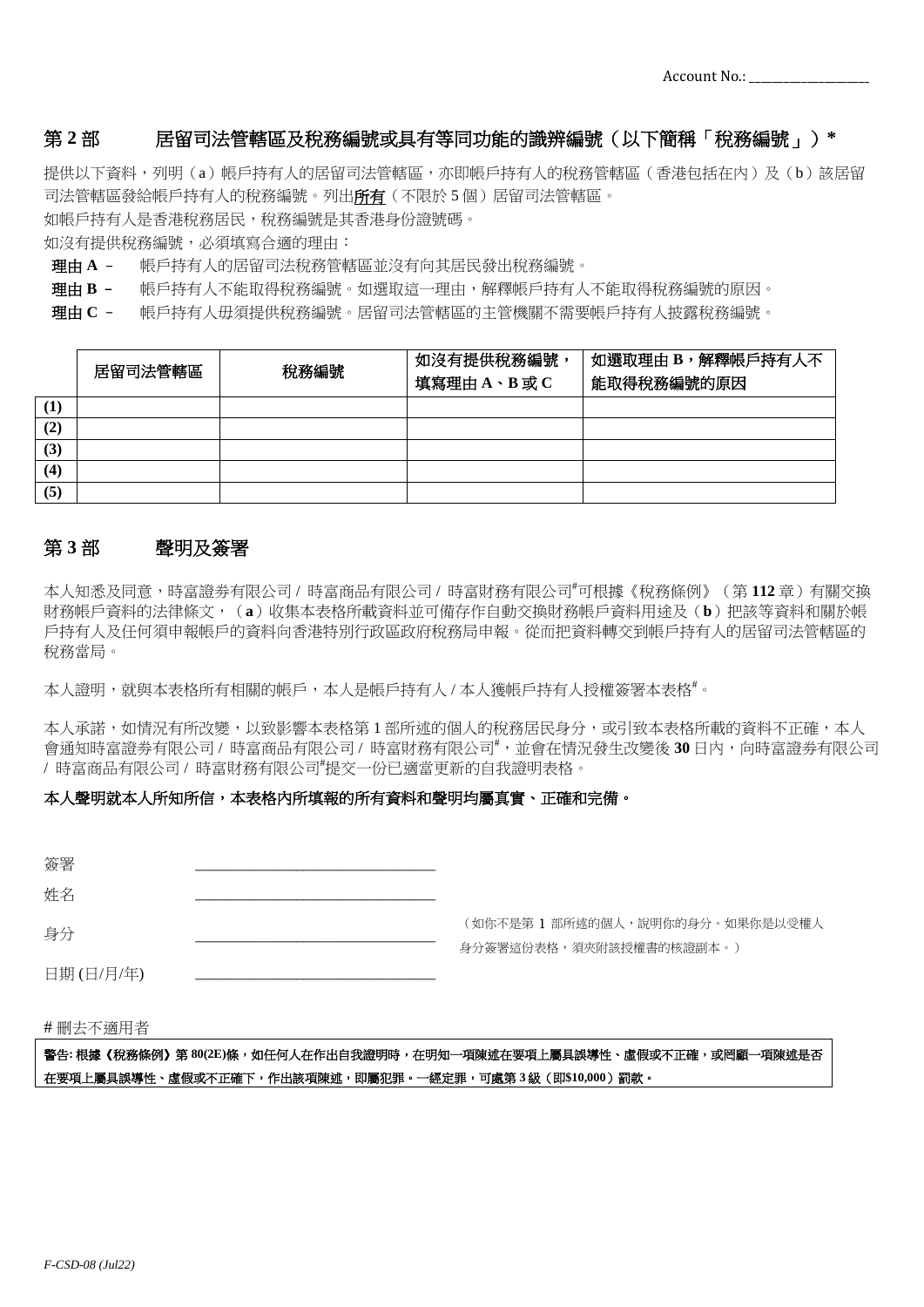Account No.: ___________________

## 第 2 部　居留司法管轄區及稅務編號或具有等同功能的識辨編號（以下簡稱「稅務編號」）*

提供以下資料，列明（a）帳戶持有人的居留司法管轄區，亦即帳戶持有人的稅務管轄區（香港包括在內）及（b）該居留司法管轄區發給帳戶持有人的稅務編號。列出*所有*（不限於 5 個）居留司法管轄區。

如帳戶持有人是香港稅務居民，稅務編號是其香港身份證號碼。

如沒有提供稅務編號，必須填寫合適的理由：

**理由 A** –　帳戶持有人的居留司法稅務管轄區並沒有向其居民發出稅務編號。

**理由 B** –　帳戶持有人不能取得稅務編號。如選取這一理由，解釋帳戶持有人不能取得稅務編號的原因。

**理由 C** –　帳戶持有人毋須提供稅務編號。居留司法管轄區的主管機關不需要帳戶持有人披露稅務編號。

| | 居留司法管轄區 | 稅務編號 | 如沒有提供稅務編號，填寫理由 A、B 或 C | 如選取理由 B，解釋帳戶持有人不能取得稅務編號的原因 |
|---|---|---|---|---|
| **(1)** | | | | |
| **(2)** | | | | |
| **(3)** | | | | |
| **(4)** | | | | |
| **(5)** | | | | |

## 第 3 部　聲明及簽署

本人知悉及同意，時富證券有限公司 / 時富商品有限公司 / 時富財務有限公司#可根據《稅務條例》（第 **112** 章）有關交換財務帳戶資料的法律條文，（**a**）收集本表格所載資料並可備存作自動交換財務帳戶資料用途及（**b**）把該等資料和關於帳戶持有人及任何須申報帳戶的資料向香港特別行政區政府稅務局申報。從而把資料轉交到帳戶持有人的居留司法管轄區的稅務當局。

本人證明，就與本表格所有相關的帳戶，本人是帳戶持有人 / 本人獲帳戶持有人授權簽署本表格#。

本人承諾，如情況有所改變，以致影響本表格第 1 部所述的個人的稅務居民身分，或引致本表格所載的資料不正確，本人會通知時富證券有限公司 / 時富商品有限公司 / 時富財務有限公司#，並會在情況發生改變後 **30** 日內，向時富證券有限公司 / 時富商品有限公司 / 時富財務有限公司#提交一份已適當更新的自我證明表格。

**本人聲明就本人所知所信，本表格內所填報的所有資料和聲明均屬真實、正確和完備。**

簽署　______________________________

姓名　______________________________

身分　______________________________　（如你不是第 1 部所述的個人，說明你的身分。如果你是以受權人身分簽署這份表格，須夾附該授權書的核證副本。）

日期 (日/月/年)　______________________________

# 刪去不適用者

**警告: 根據《稅務條例》第 80(2E)條，如任何人在作出自我證明時，在明知一項陳述在要項上屬具誤導性、虛假或不正確，或罔顧一項陳述是否在要項上屬具誤導性、虛假或不正確下，作出該項陳述，即屬犯罪。一經定罪，可處第 3 級（即$10,000）罰款。**

*F-CSD-08 (Jul22)*